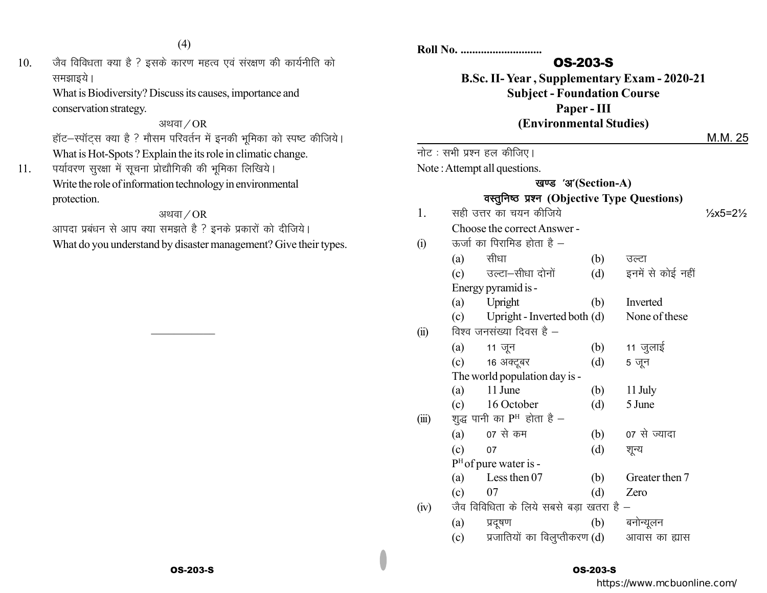10. जैव विविधता क्या है ? इसके कारण महत्व एवं संरक्षण की कार्यनीति को समझाइये।

    What is Biodiversity? Discuss its causes, importance and conservation strategy.

    अथवा / OR

    हॉट–स्पॉट्स क्या है ? मौसम परिवर्तन में इनकी भूमिका को स्पष्ट कीजिये।

    What is Hot-Spots ? Explain the its role in climatic change.

11. पर्यावरण सुरक्षा में सूचना प्रोद्यौगिकी की भूमिका लिखिये।

    Write the role of information technology in environmental protection.

    अथवा / OR

    आपदा प्रबंधन से आप क्या समझते है ? इनके प्रकारों को दीजिये।

    What do you understand by disaster management? Give their types.

---

Roll No. ............................

# OS-203-S

## B.Sc. II- Year , Supplementary Exam - 2020-21
## Subject - Foundation Course
## Paper - III
## (Environmental Studies)

M.M. 25

नोट : सभी प्रश्न हल कीजिए।

Note : Attempt all questions.

### खण्ड 'अ'(Section-A)
### वस्तुनिष्ठ प्रश्न (Objective Type Questions)

1. सही उत्तर का चयन कीजिये — ½x5=2½

   Choose the correct Answer -

(i) ऊर्जा का पिरामिड होता है –

   (a) सीधा (b) उल्टा
   (c) उल्टा–सीधा दोनों (d) इनमें से कोई नहीं

   Energy pyramid is -

   (a) Upright (b) Inverted
   (c) Upright - Inverted both (d) None of these

(ii) विश्व जनसंख्या दिवस है –

   (a) 11 जून (b) 11 जुलाई
   (c) 16 अक्टूबर (d) 5 जून

   The world population day is -

   (a) 11 June (b) 11 July
   (c) 16 October (d) 5 June

(iii) शुद्ध पानी का $P^H$ होता है –

   (a) 07 से कम (b) 07 से ज्यादा
   (c) 07 (d) शून्य

   $P^H$ of pure water is -

   (a) Less then 07 (b) Greater then 7
   (c) 07 (d) Zero

(iv) जैव विविधिता के लिये सबसे बड़ा खतरा है –

   (a) प्रदूषण (b) बनोन्मूलन
   (c) प्रजातियों का विलुप्तीकरण (d) आवास का ह्यास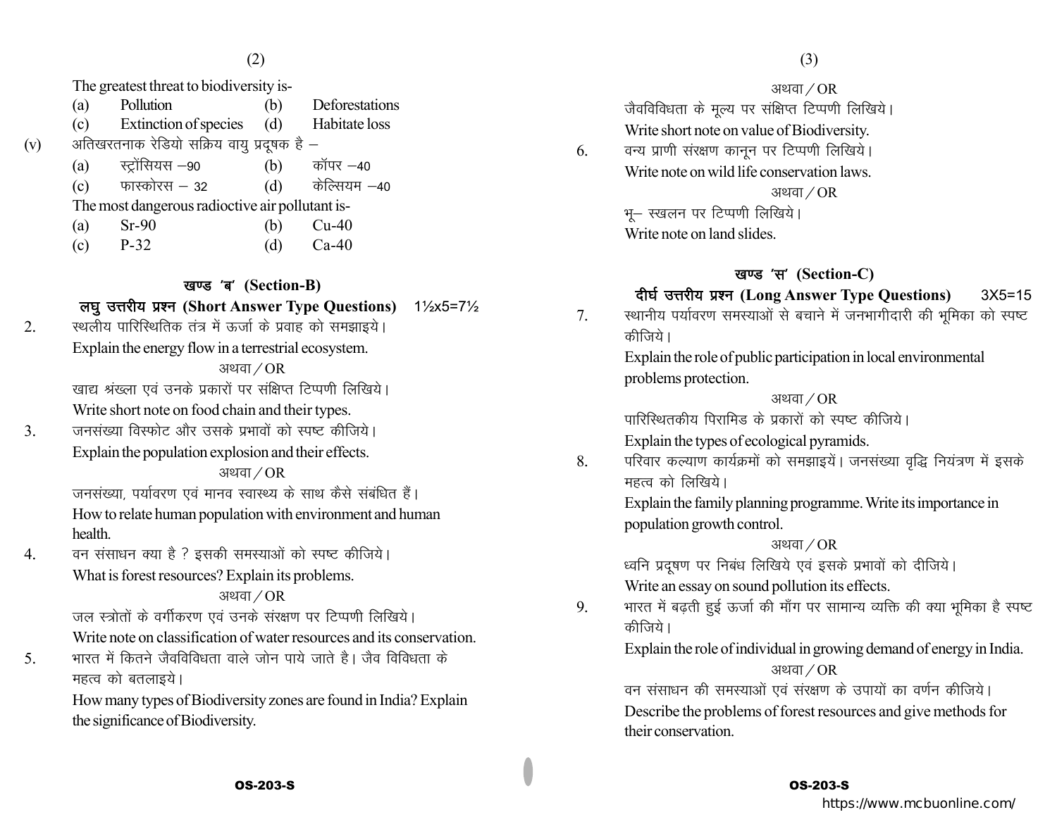The greatest threat to biodiversity is-

(a) Pollution (b) Deforestations

(c) Extinction of species (d) Habitate loss

(v) अतिखरतनाक रेडियो सक्रिय वायु प्रदूषक है –

(a) स्ट्रोंसियस –90 (b) कॉपर –40

(c) फास्कोरस – 32 (d) केल्सियम –40

The most dangerous radioctive air pollutant is-

(a) Sr-90 (b) Cu-40

(c) P-32 (d) Ca-40

## खण्ड 'ब' (Section-B)

### लघु उत्तरीय प्रश्न (Short Answer Type Questions) 1½x5=7½

2. स्थलीय पारिस्थितिक तंत्र में ऊर्जा के प्रवाह को समझाइये।
   Explain the energy flow in a terrestrial ecosystem.
   
   अथवा / OR
   
   खाद्य श्रृंखला एवं उनके प्रकारों पर संक्षिप्त टिप्पणी लिखिये।
   Write short note on food chain and their types.

3. जनसंख्या विस्फोट और उसके प्रभावों को स्पष्ट कीजिये।
   Explain the population explosion and their effects.
   
   अथवा / OR
   
   जनसंख्या, पर्यावरण एवं मानव स्वास्थ्य के साथ कैसे संबंधित हैं।
   How to relate human population with environment and human health.

4. वन संसाधन क्या है ? इसकी समस्याओं को स्पष्ट कीजिये।
   What is forest resources? Explain its problems.
   
   अथवा / OR
   
   जल स्त्रोतों के वर्गीकरण एवं उनके संरक्षण पर टिप्पणी लिखिये।
   Write note on classification of water resources and its conservation.

5. भारत में कितने जैवविविधता वाले जोन पाये जाते है। जैव विविधता के महत्व को बतलाइये।
   How many types of Biodiversity zones are found in India? Explain the significance of Biodiversity.
   
   अथवा / OR
   
   जैवविविधता के मूल्य पर संक्षिप्त टिप्पणी लिखिये।
   Write short note on value of Biodiversity.

6. वन्य प्राणी संरक्षण कानून पर टिप्पणी लिखिये।
   Write note on wild life conservation laws.
   
   अथवा / OR
   
   भू– स्खलन पर टिप्पणी लिखिये।
   Write note on land slides.

## खण्ड 'स' (Section-C)

### दीर्घ उत्तरीय प्रश्न (Long Answer Type Questions) 3X5=15

7. स्थानीय पर्यावरण समस्याओं से बचाने में जनभागीदारी की भूमिका को स्पष्ट कीजिये।
   Explain the role of public participation in local environmental problems protection.
   
   अथवा / OR
   
   पारिस्थितकीय पिरामिड के प्रकारों को स्पष्ट कीजिये।
   Explain the types of ecological pyramids.

8. परिवार कल्याण कार्यक्रमों को समझाइयें। जनसंख्या वृद्धि नियंत्रण में इसके महत्व को लिखिये।
   Explain the family planning programme. Write its importance in population growth control.
   
   अथवा / OR
   
   ध्वनि प्रदूषण पर निबंध लिखिये एवं इसके प्रभावों को दीजिये।
   Write an essay on sound pollution its effects.

9. भारत में बढ़ती हुई ऊर्जा की माँग पर सामान्य व्यक्ति की क्या भूमिका है स्पष्ट कीजिये।
   Explain the role of individual in growing demand of energy in India.
   
   अथवा / OR
   
   वन संसाधन की समस्याओं एवं संरक्षण के उपायों का वर्णन कीजिये।
   Describe the problems of forest resources and give methods for their conservation.